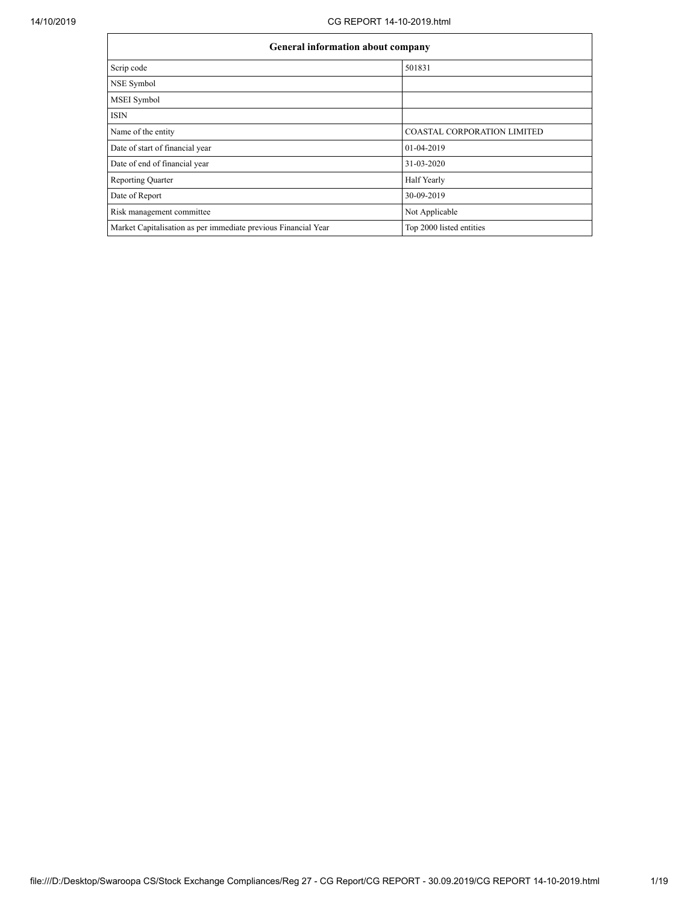| General information about company | |
|---|---|
| Scrip code | 501831 |
| NSE Symbol | |
| MSEI Symbol | |
| ISIN | |
| Name of the entity | COASTAL CORPORATION LIMITED |
| Date of start of financial year | 01-04-2019 |
| Date of end of financial year | 31-03-2020 |
| Reporting Quarter | Half Yearly |
| Date of Report | 30-09-2019 |
| Risk management committee | Not Applicable |
| Market Capitalisation as per immediate previous Financial Year | Top 2000 listed entities |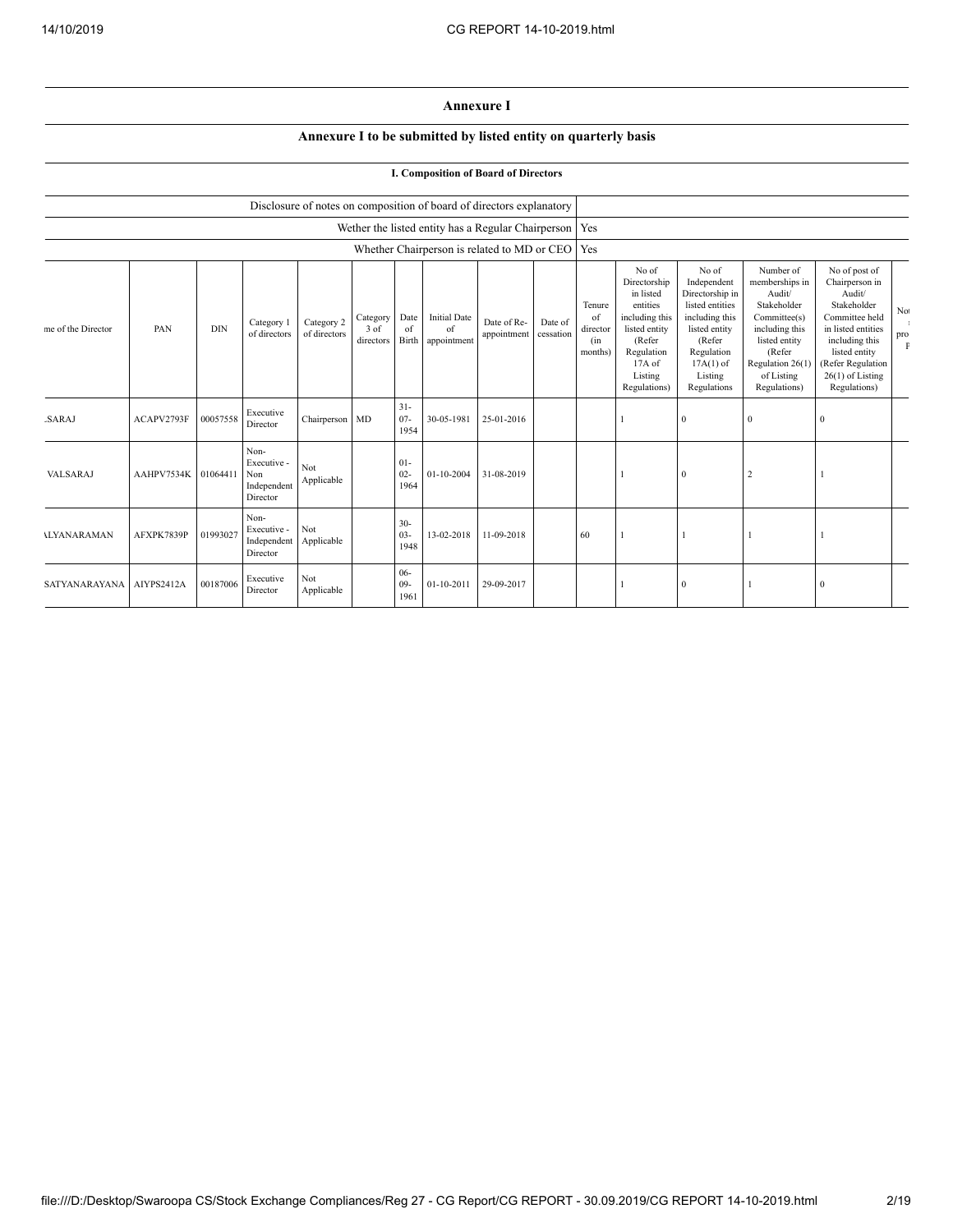## Annexure I

### Annexure I to be submitted by listed entity on quarterly basis

#### I. Composition of Board of Directors

| | |
|---|---|
| Disclosure of notes on composition of board of directors explanatory | |
| Wether the listed entity has a Regular Chairperson | Yes |
| Whether Chairperson is related to MD or CEO | Yes |

| me of the Director | PAN | DIN | Category 1 of directors | Category 2 of directors | Category 3 of directors | Date of Birth | Initial Date of appointment | Date of Re-appointment | Date of cessation | Tenure of director (in months) | No of Directorship in listed entities including this listed entity (Refer Regulation 17A of Listing Regulations) | No of Independent Directorship in listed entities including this listed entity (Refer Regulation 17A(1) of Listing Regulations | Number of memberships in Audit/ Stakeholder Committee(s) including this listed entity (Refer Regulation 26(1) of Listing Regulations) | No of post of Chairperson in Audit/ Stakeholder Committee held in listed entities including this listed entity (Refer Regulation 26(1) of Listing Regulations) | No pro F |
|---|---|---|---|---|---|---|---|---|---|---|---|---|---|---|---|
| .SARAJ | ACAPV2793F | 00057558 | Executive Director | Chairperson | MD | 31-07-1954 | 30-05-1981 | 25-01-2016 | | | 1 | 0 | 0 | 0 | |
| VALSARAJ | AAHPV7534K | 01064411 | Non-Executive - Non Independent Director | Not Applicable | | 01-02-1964 | 01-10-2004 | 31-08-2019 | | | 1 | 0 | 2 | 1 | |
| .LYANARAMAN | AFXPK7839P | 01993027 | Non-Executive - Independent Director | Not Applicable | | 30-03-1948 | 13-02-2018 | 11-09-2018 | | 60 | 1 | 1 | 1 | 1 | |
| SATYANARAYANA | AIYPS2412A | 00187006 | Executive Director | Not Applicable | | 06-09-1961 | 01-10-2011 | 29-09-2017 | | | 1 | 0 | 1 | 0 | |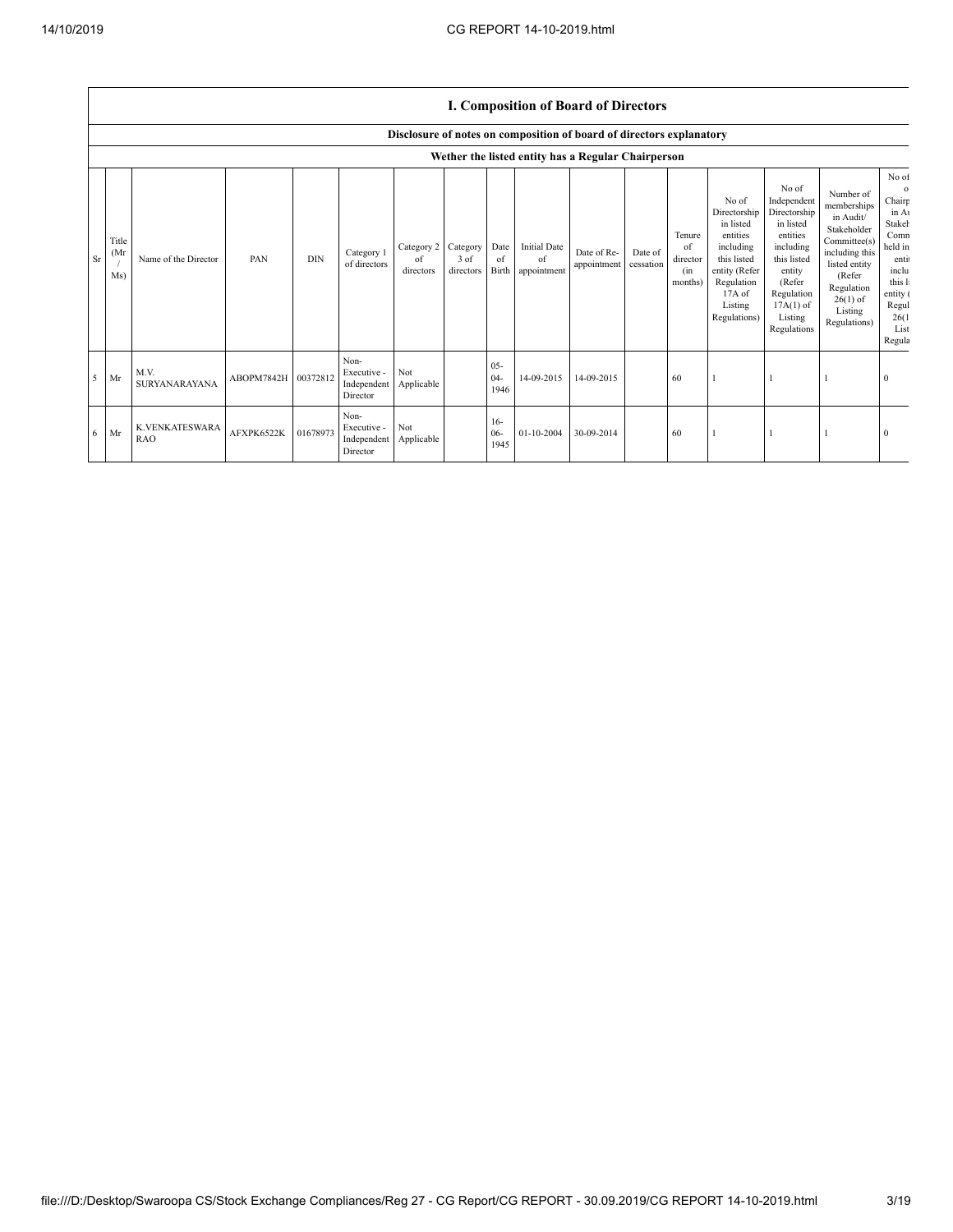## I. Composition of Board of Directors

### Disclosure of notes on composition of board of directors explanatory

### Wether the listed entity has a Regular Chairperson

| Sr | Title (Mr / Ms) | Name of the Director | PAN | DIN | Category 1 of directors | Category 2 of directors | Category 3 of directors | Date of Birth | Initial Date of appointment | Date of Re-appointment | Date of cessation | Tenure of director (in months) | No of Directorship in listed entities including this listed entity (Refer Regulation 17A of Listing Regulations) | No of Independent Directorship in listed entities including this listed entity (Refer Regulation 17A(1) of Listing Regulations | Number of memberships in Audit/ Stakeholder Committee(s) including this listed entity (Refer Regulation 26(1) of Listing Regulations) | No of o Chairp in Au Stakeh Comm held in enti inclu this li entity ( Regul 26(1 List Regula |
|---|---|---|---|---|---|---|---|---|---|---|---|---|---|---|---|---|
| 5 | Mr | M.V. SURYANARAYANA | ABOPM7842H | 00372812 | Non-Executive - Independent Director | Not Applicable | | 05-04-1946 | 14-09-2015 | 14-09-2015 | | 60 | 1 | 1 | 1 | 0 |
| 6 | Mr | K.VENKATESWARA RAO | AFXPK6522K | 01678973 | Non-Executive - Independent Director | Not Applicable | | 16-06-1945 | 01-10-2004 | 30-09-2014 | | 60 | 1 | 1 | 1 | 0 |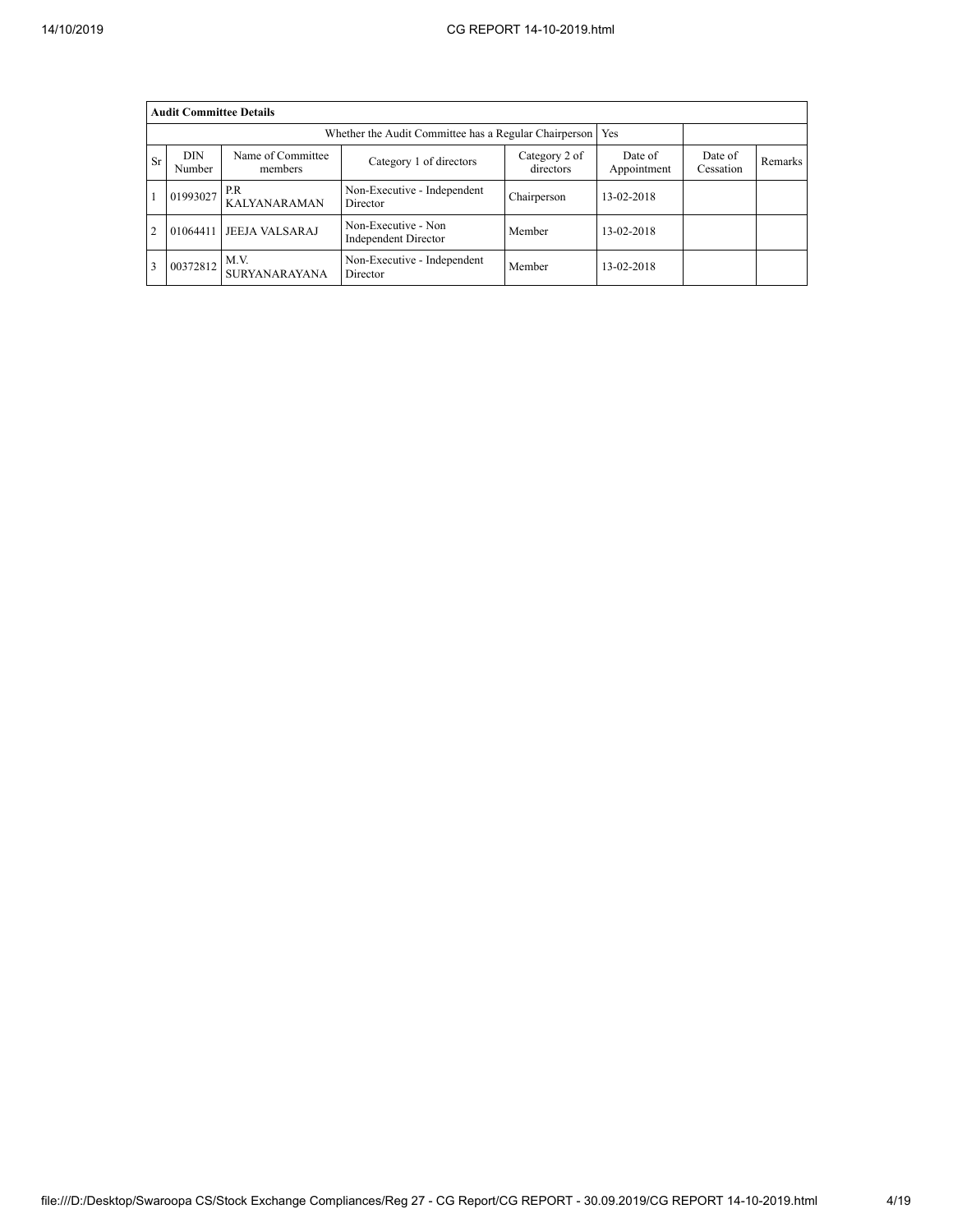| Audit Committee Details | | | | | | | |
|---|---|---|---|---|---|---|---|
| Whether the Audit Committee has a Regular Chairperson | | | | | Yes | | |
| Sr | DIN Number | Name of Committee members | Category 1 of directors | Category 2 of directors | Date of Appointment | Date of Cessation | Remarks |
| 1 | 01993027 | P.R KALYANARAMAN | Non-Executive - Independent Director | Chairperson | 13-02-2018 | | |
| 2 | 01064411 | JEEJA VALSARAJ | Non-Executive - Non Independent Director | Member | 13-02-2018 | | |
| 3 | 00372812 | M.V. SURYANARAYANA | Non-Executive - Independent Director | Member | 13-02-2018 | | |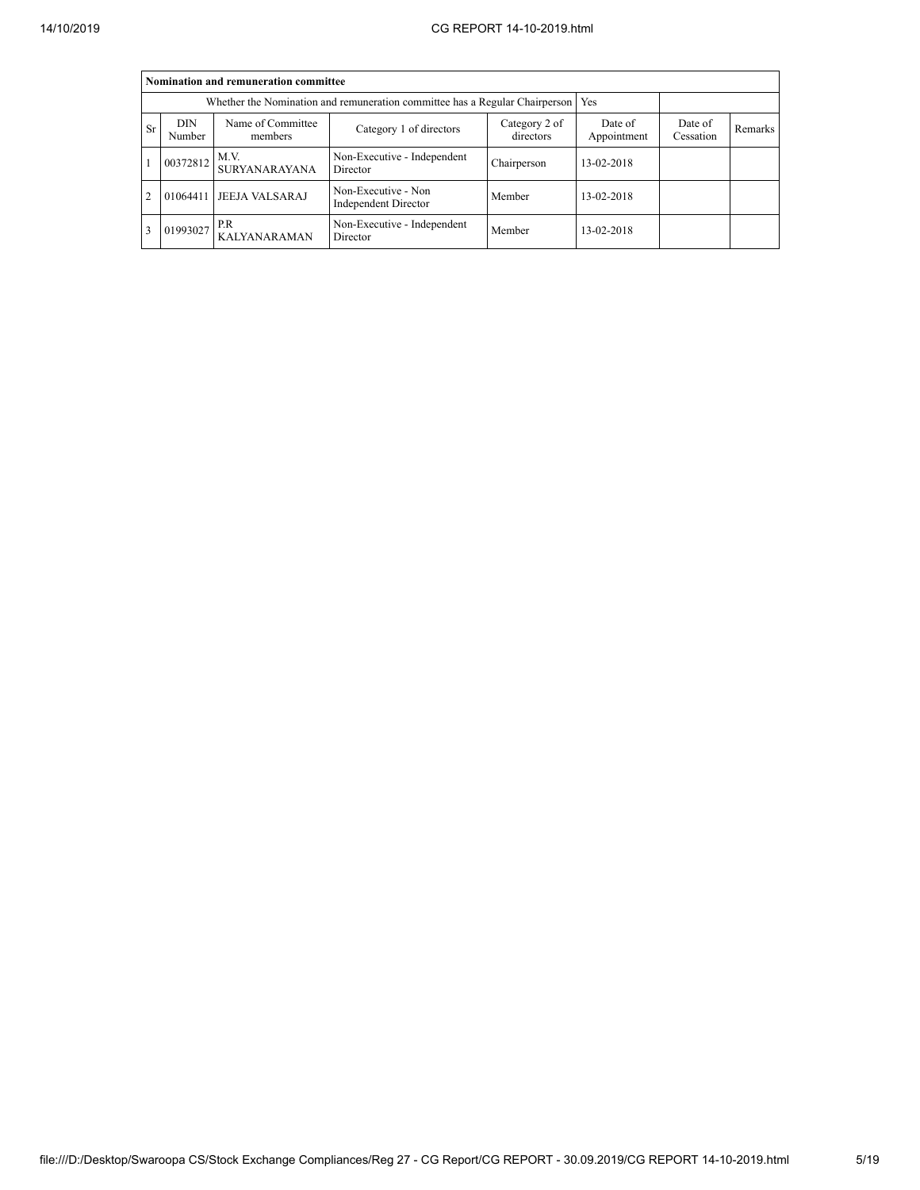**Nomination and remuneration committee**

| Whether the Nomination and remuneration committee has a Regular Chairperson | | | | Yes | | | |
|---|---|---|---|---|---|---|---|
| Sr | DIN Number | Name of Committee members | Category 1 of directors | Category 2 of directors | Date of Appointment | Date of Cessation | Remarks |
| 1 | 00372812 | M.V. SURYANARAYANA | Non-Executive - Independent Director | Chairperson | 13-02-2018 | | |
| 2 | 01064411 | JEEJA VALSARAJ | Non-Executive - Non Independent Director | Member | 13-02-2018 | | |
| 3 | 01993027 | P.R KALYANARAMAN | Non-Executive - Independent Director | Member | 13-02-2018 | | |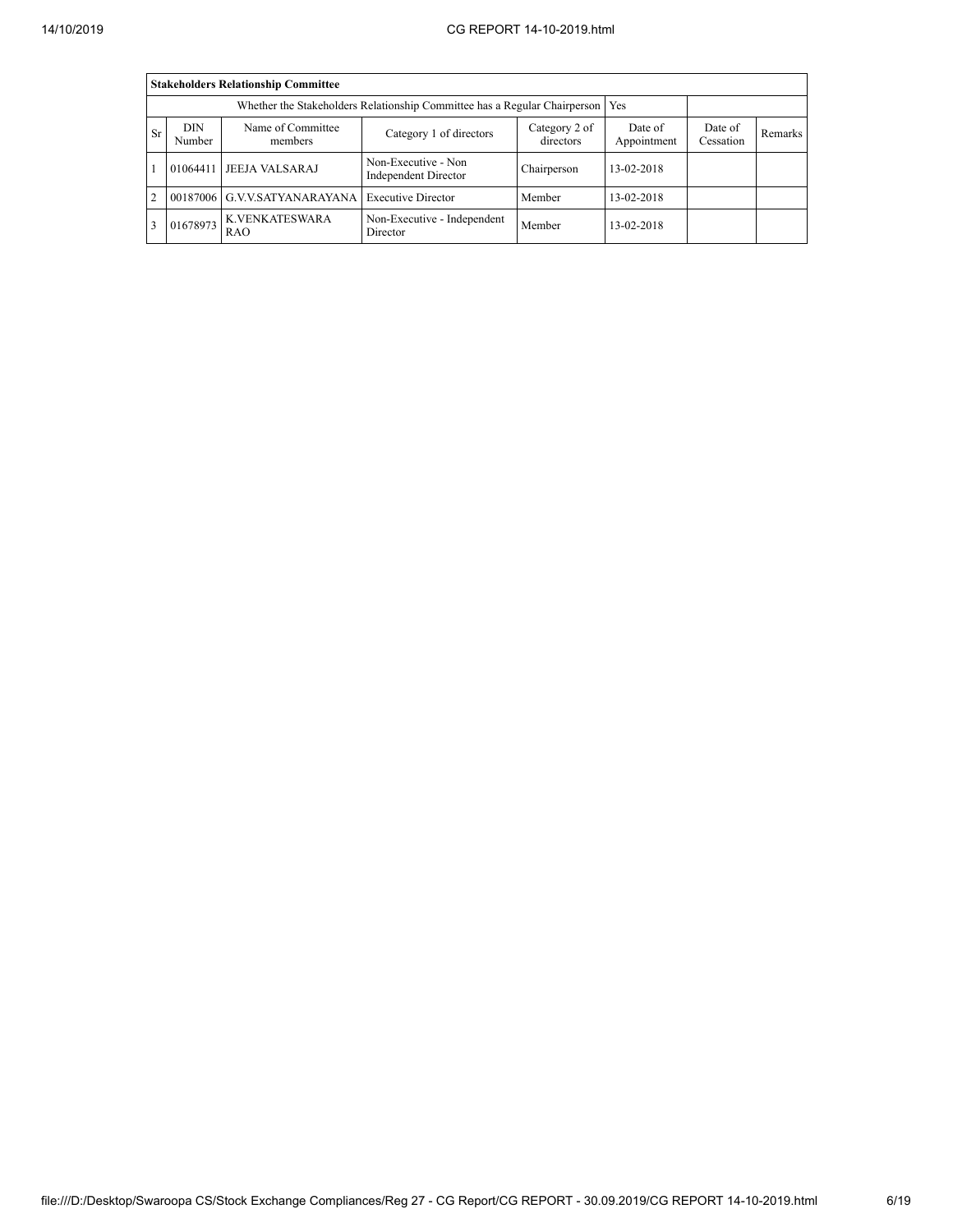| Stakeholders Relationship Committee | | | | | | | |
|---|---|---|---|---|---|---|---|
| Whether the Stakeholders Relationship Committee has a Regular Chairperson | | | | | Yes | | |
| Sr | DIN Number | Name of Committee members | Category 1 of directors | Category 2 of directors | Date of Appointment | Date of Cessation | Remarks |
| 1 | 01064411 | JEEJA VALSARAJ | Non-Executive - Non Independent Director | Chairperson | 13-02-2018 | | |
| 2 | 00187006 | G.V.V.SATYANARAYANA | Executive Director | Member | 13-02-2018 | | |
| 3 | 01678973 | K.VENKATESWARA RAO | Non-Executive - Independent Director | Member | 13-02-2018 | | |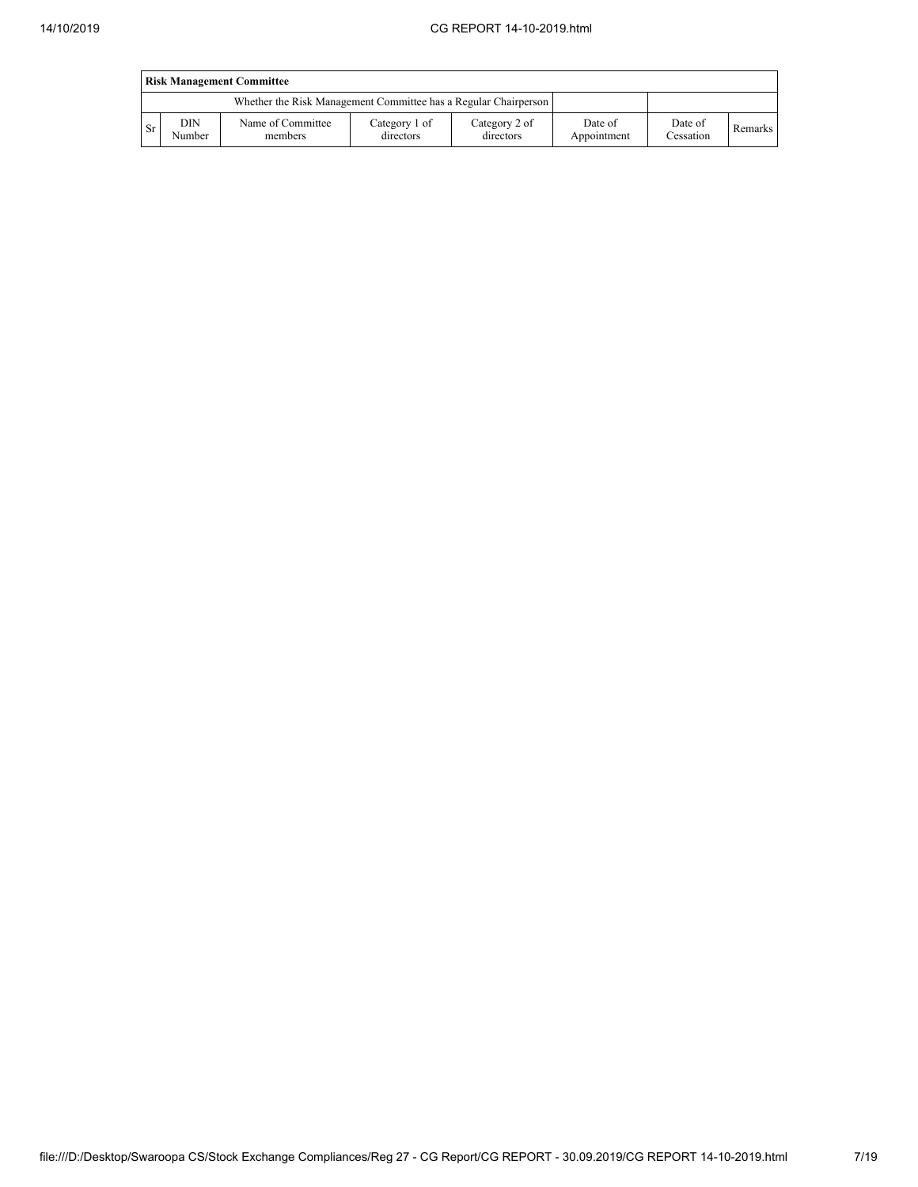| **Risk Management Committee** | | | | | | | |
|---|---|---|---|---|---|---|---|
| Whether the Risk Management Committee has a Regular Chairperson | | | | | | | |
| Sr | DIN Number | Name of Committee members | Category 1 of directors | Category 2 of directors | Date of Appointment | Date of Cessation | Remarks |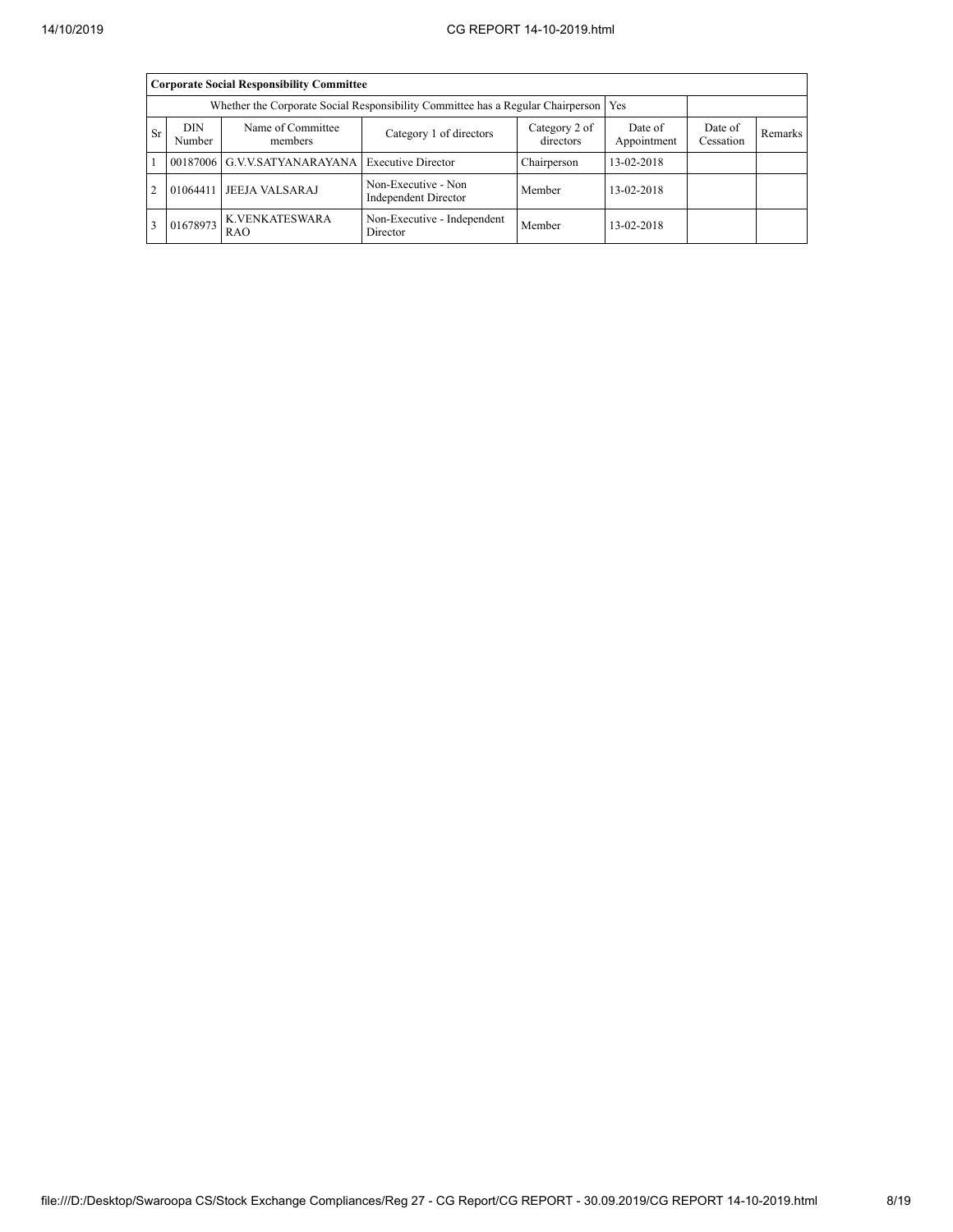| Corporate Social Responsibility Committee | | | | | | | |
|---|---|---|---|---|---|---|---|
| Whether the Corporate Social Responsibility Committee has a Regular Chairperson | | | | | Yes | | |
| Sr | DIN Number | Name of Committee members | Category 1 of directors | Category 2 of directors | Date of Appointment | Date of Cessation | Remarks |
| 1 | 00187006 | G.V.V.SATYANARAYANA | Executive Director | Chairperson | 13-02-2018 | | |
| 2 | 01064411 | JEEJA VALSARAJ | Non-Executive - Non Independent Director | Member | 13-02-2018 | | |
| 3 | 01678973 | K.VENKATESWARA RAO | Non-Executive - Independent Director | Member | 13-02-2018 | | |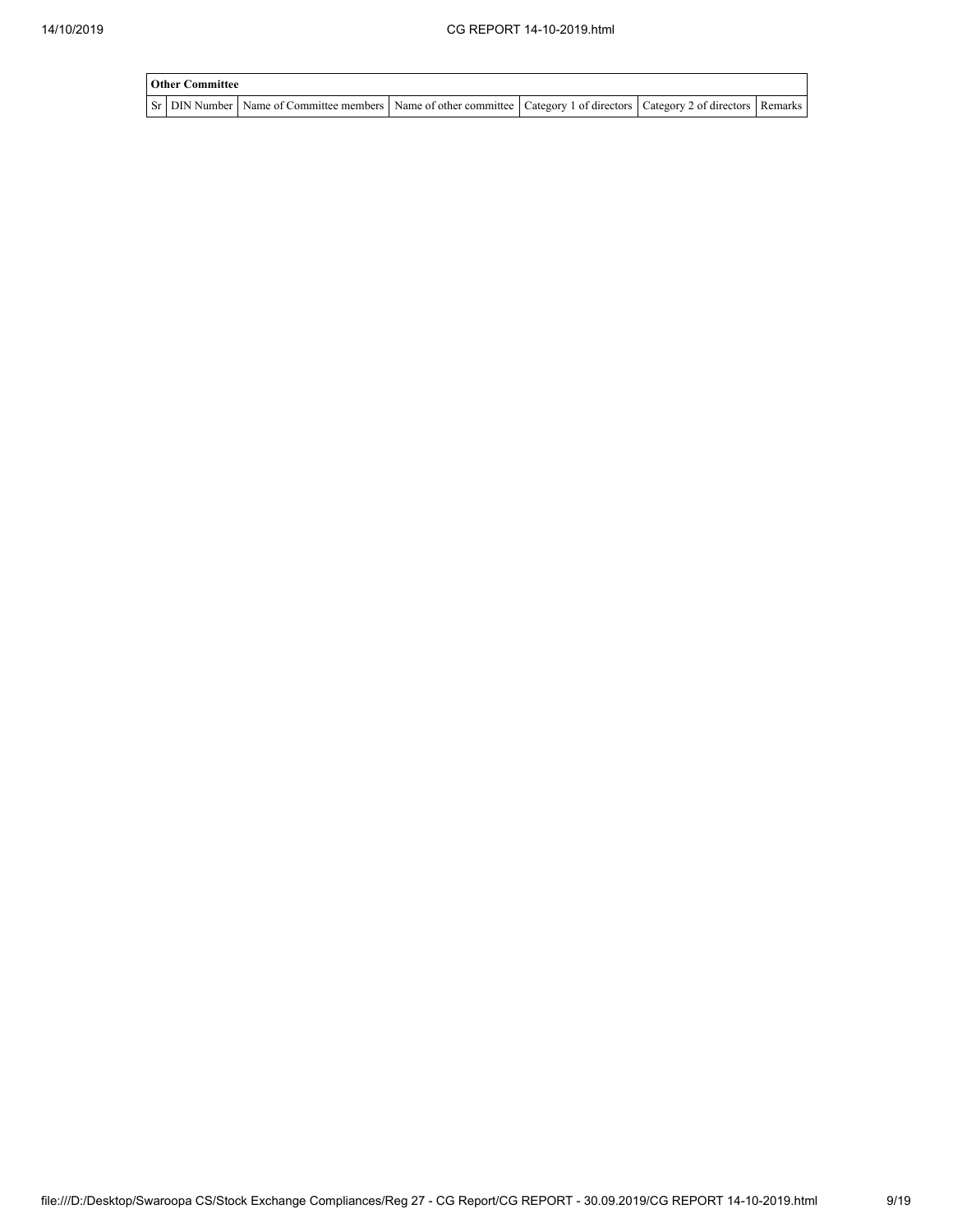| Other Committee | | | | | | |
|---|---|---|---|---|---|---|
| Sr | DIN Number | Name of Committee members | Name of other committee | Category 1 of directors | Category 2 of directors | Remarks |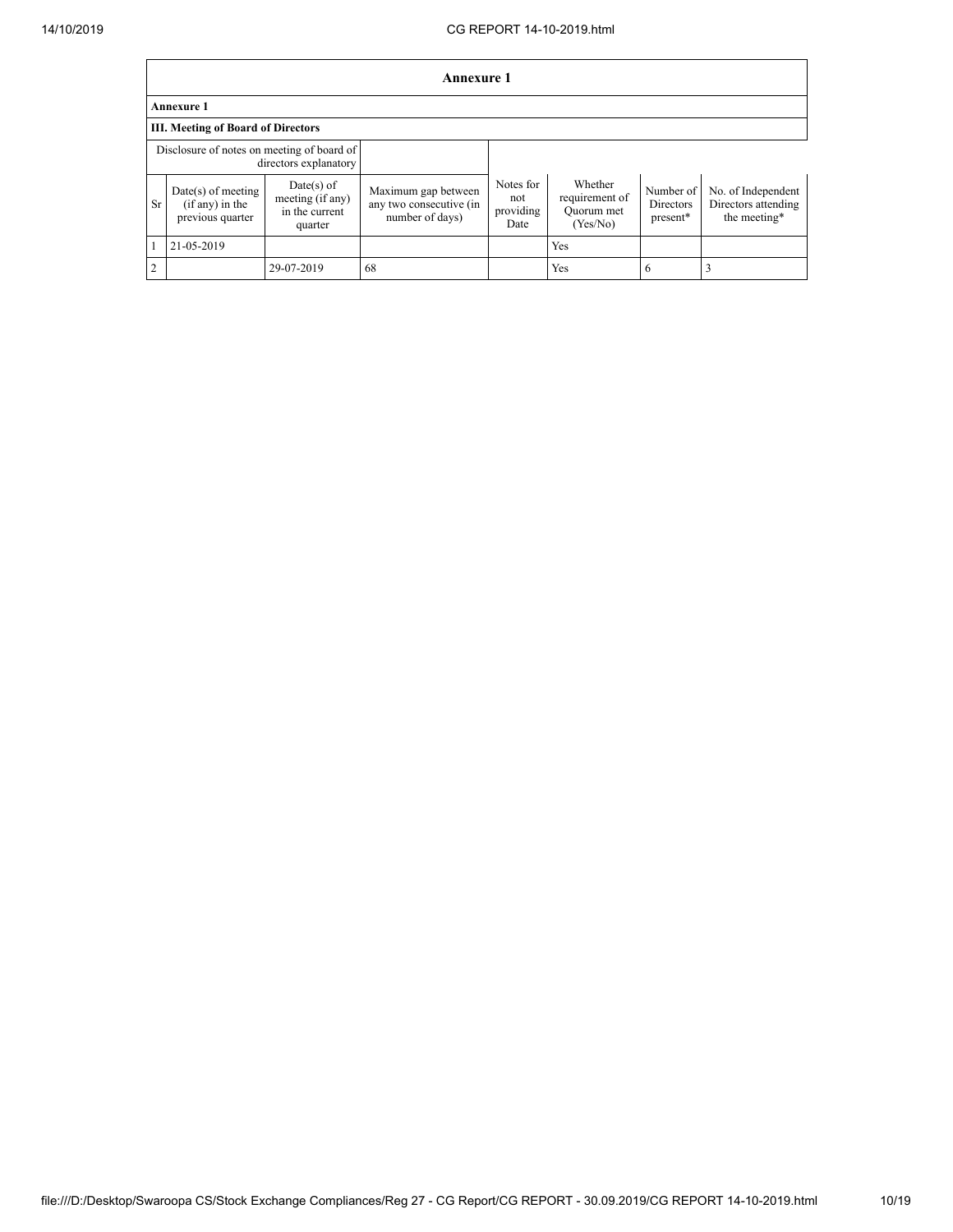## Annexure 1

**Annexure 1**

**III. Meeting of Board of Directors**

| Disclosure of notes on meeting of board of directors explanatory | | | | | | | |
|---|---|---|---|---|---|---|---|
| Sr | Date(s) of meeting (if any) in the previous quarter | Date(s) of meeting (if any) in the current quarter | Maximum gap between any two consecutive (in number of days) | Notes for not providing Date | Whether requirement of Quorum met (Yes/No) | Number of Directors present* | No. of Independent Directors attending the meeting* |
| 1 | 21-05-2019 | | | | Yes | | |
| 2 | | 29-07-2019 | 68 | | Yes | 6 | 3 |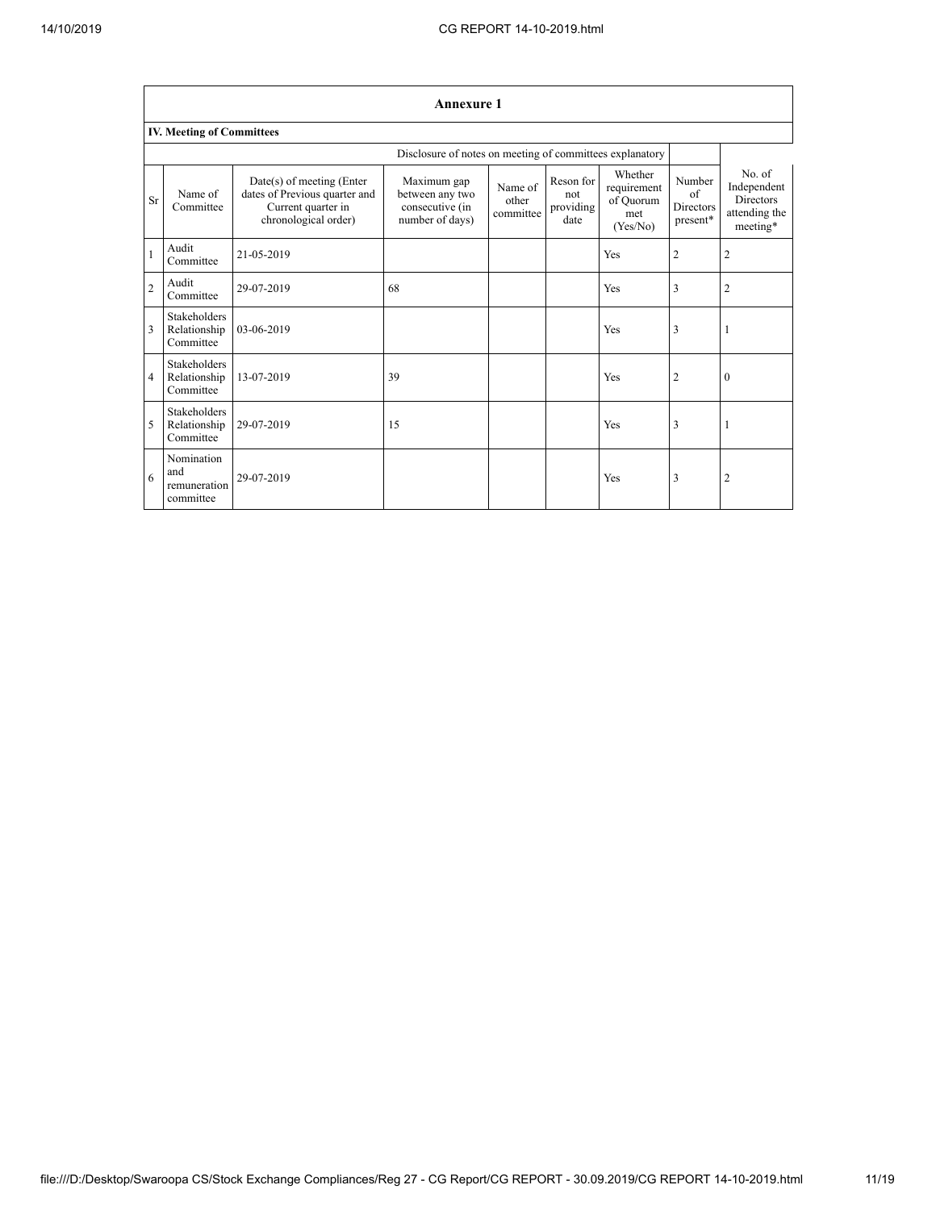## Annexure 1

### IV. Meeting of Committees

| Disclosure of notes on meeting of committees explanatory | | | | | | | | |
|---|---|---|---|---|---|---|---|---|
| Sr | Name of Committee | Date(s) of meeting (Enter dates of Previous quarter and Current quarter in chronological order) | Maximum gap between any two consecutive (in number of days) | Name of other committee | Reson for not providing date | Whether requirement of Quorum met (Yes/No) | Number of Directors present* | No. of Independent Directors attending the meeting* |
| 1 | Audit Committee | 21-05-2019 | | | | Yes | 2 | 2 |
| 2 | Audit Committee | 29-07-2019 | 68 | | | Yes | 3 | 2 |
| 3 | Stakeholders Relationship Committee | 03-06-2019 | | | | Yes | 3 | 1 |
| 4 | Stakeholders Relationship Committee | 13-07-2019 | 39 | | | Yes | 2 | 0 |
| 5 | Stakeholders Relationship Committee | 29-07-2019 | 15 | | | Yes | 3 | 1 |
| 6 | Nomination and remuneration committee | 29-07-2019 | | | | Yes | 3 | 2 |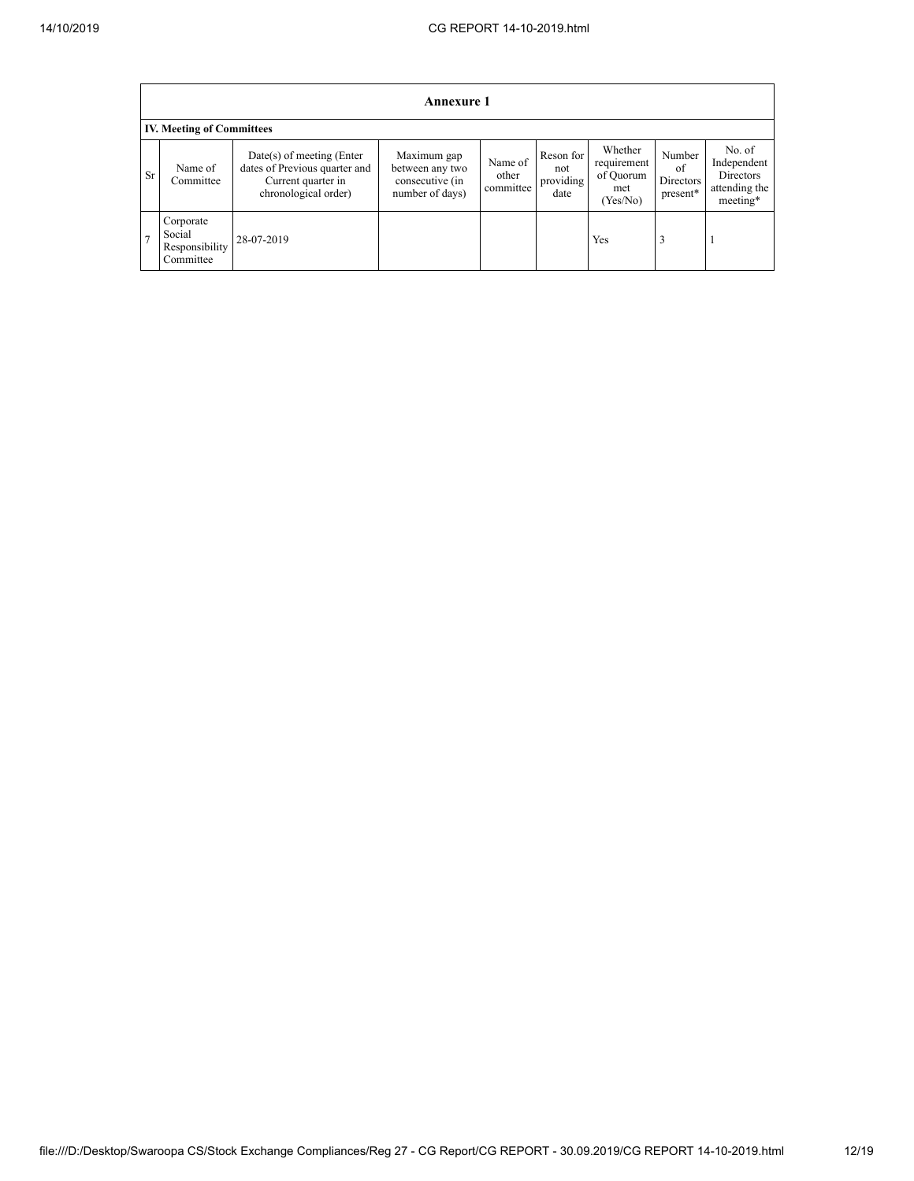| **Annexure 1** | | | | | | | | |
|---|---|---|---|---|---|---|---|---|
| **IV. Meeting of Committees** | | | | | | | | |
| Sr | Name of Committee | Date(s) of meeting (Enter dates of Previous quarter and Current quarter in chronological order) | Maximum gap between any two consecutive (in number of days) | Name of other committee | Reson for not providing date | Whether requirement of Quorum met (Yes/No) | Number of Directors present* | No. of Independent Directors attending the meeting* |
| 7 | Corporate Social Responsibility Committee | 28-07-2019 | | | | Yes | 3 | 1 |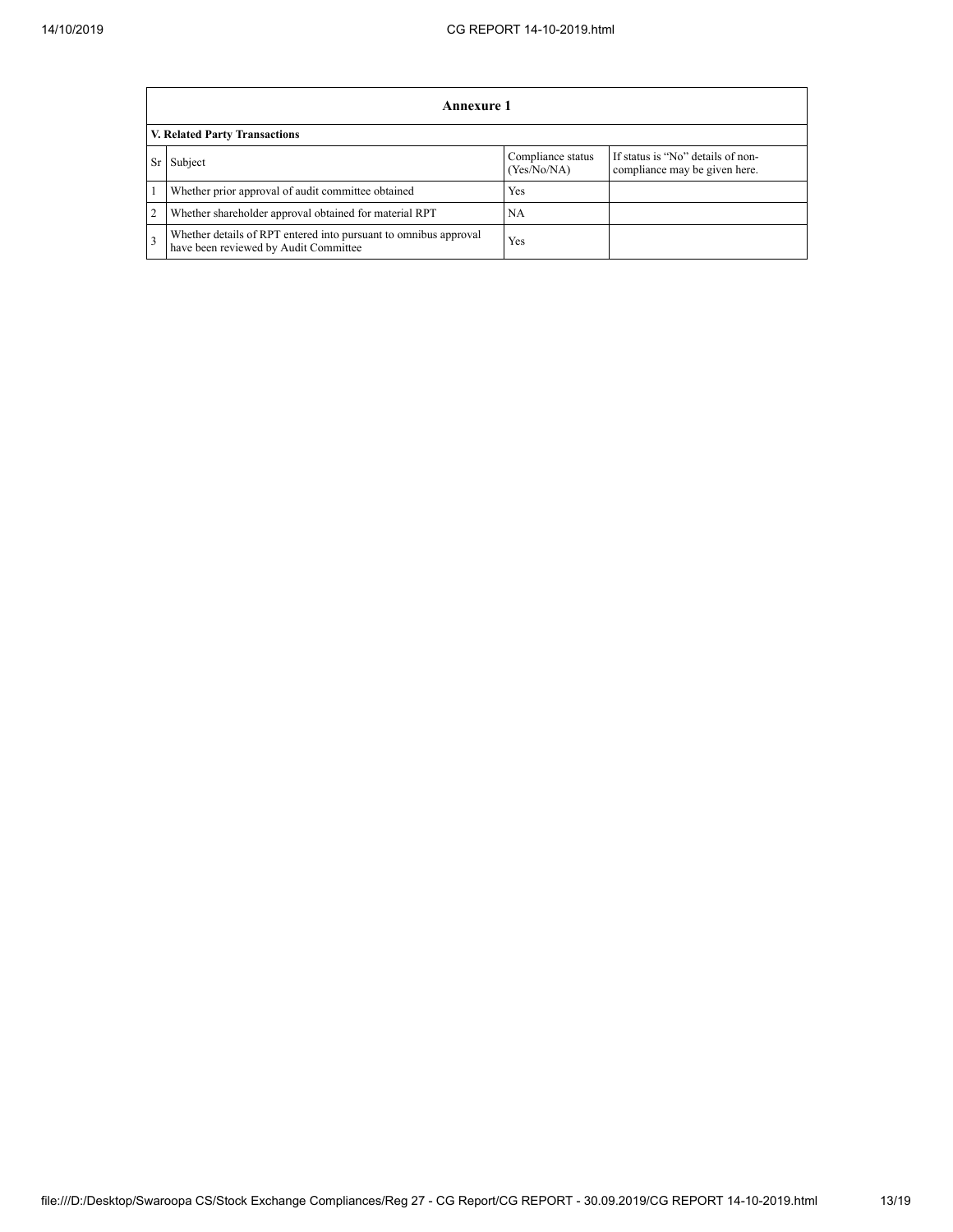| Annexure 1 | | | |
|---|---|---|---|
| **V. Related Party Transactions** | | | |
| Sr | Subject | Compliance status (Yes/No/NA) | If status is "No" details of non-compliance may be given here. |
| 1 | Whether prior approval of audit committee obtained | Yes | |
| 2 | Whether shareholder approval obtained for material RPT | NA | |
| 3 | Whether details of RPT entered into pursuant to omnibus approval have been reviewed by Audit Committee | Yes | |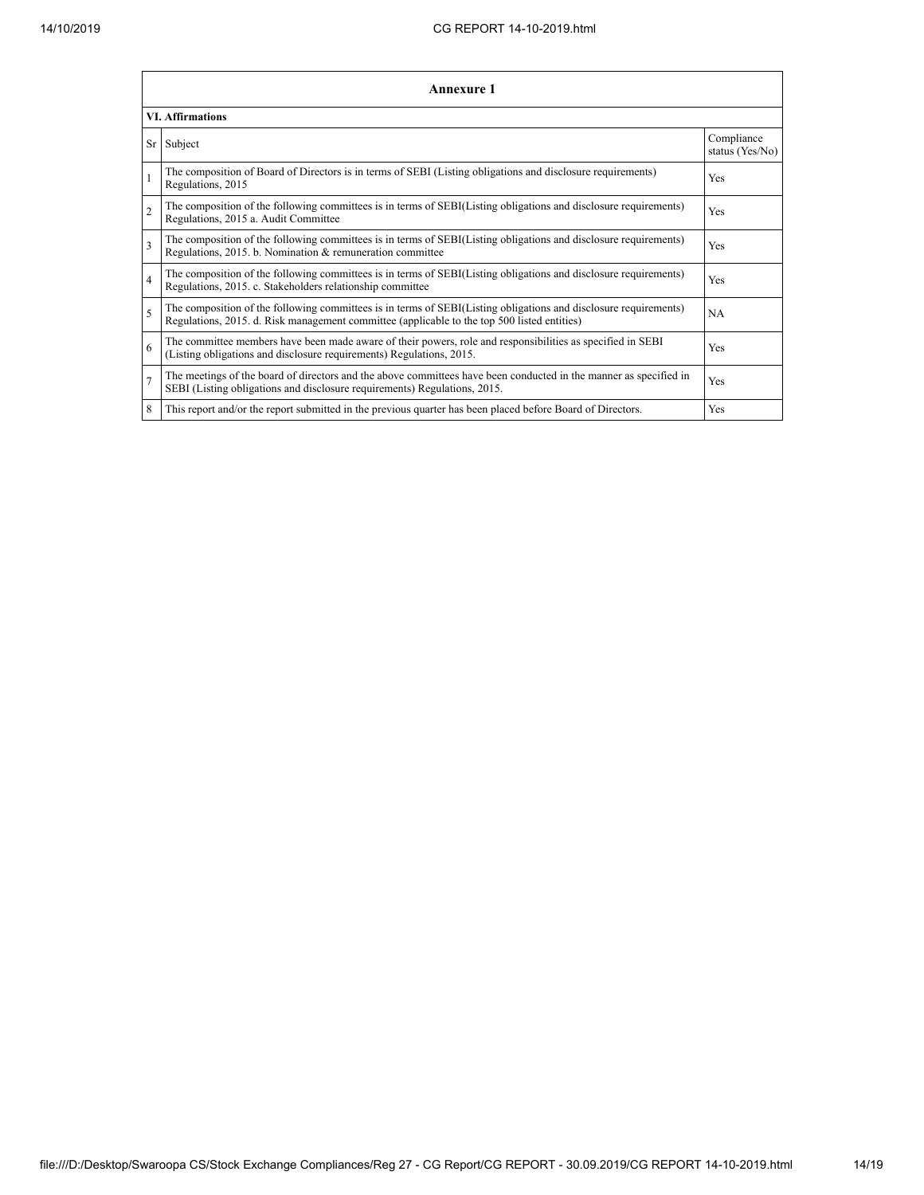## Annexure 1

### VI. Affirmations

| Sr | Subject | Compliance status (Yes/No) |
|---|---|---|
| 1 | The composition of Board of Directors is in terms of SEBI (Listing obligations and disclosure requirements) Regulations, 2015 | Yes |
| 2 | The composition of the following committees is in terms of SEBI(Listing obligations and disclosure requirements) Regulations, 2015 a. Audit Committee | Yes |
| 3 | The composition of the following committees is in terms of SEBI(Listing obligations and disclosure requirements) Regulations, 2015. b. Nomination & remuneration committee | Yes |
| 4 | The composition of the following committees is in terms of SEBI(Listing obligations and disclosure requirements) Regulations, 2015. c. Stakeholders relationship committee | Yes |
| 5 | The composition of the following committees is in terms of SEBI(Listing obligations and disclosure requirements) Regulations, 2015. d. Risk management committee (applicable to the top 500 listed entities) | NA |
| 6 | The committee members have been made aware of their powers, role and responsibilities as specified in SEBI (Listing obligations and disclosure requirements) Regulations, 2015. | Yes |
| 7 | The meetings of the board of directors and the above committees have been conducted in the manner as specified in SEBI (Listing obligations and disclosure requirements) Regulations, 2015. | Yes |
| 8 | This report and/or the report submitted in the previous quarter has been placed before Board of Directors. | Yes |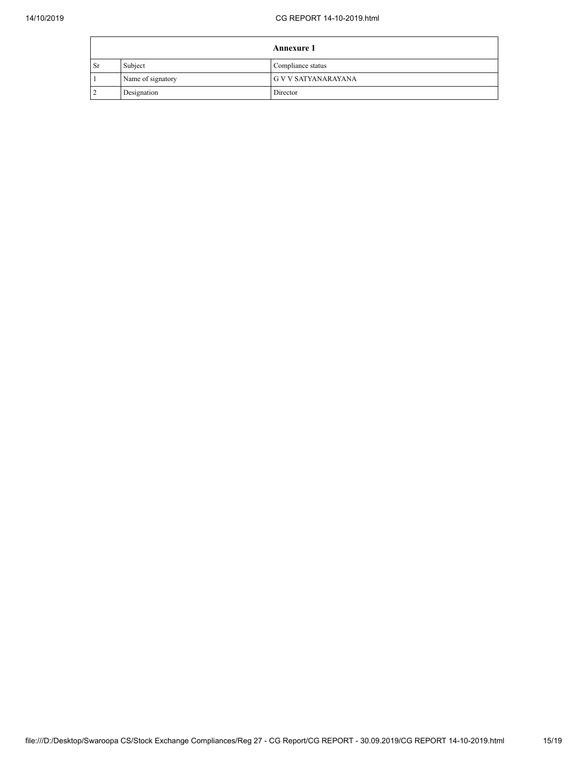| Annexure 1 | | |
|---|---|---|
| Sr | Subject | Compliance status |
| 1 | Name of signatory | G V V SATYANARAYANA |
| 2 | Designation | Director |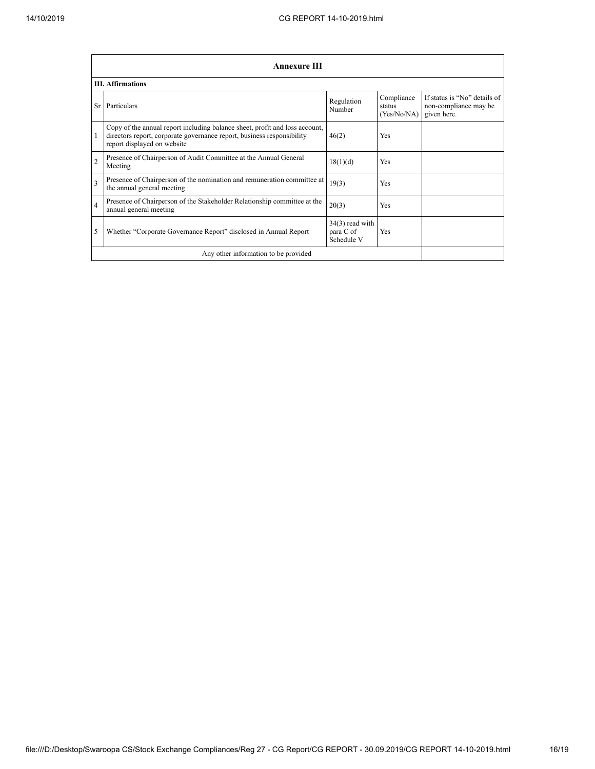| Annexure III | | | | |
|---|---|---|---|---|
| **III. Affirmations** | | | | |
| Sr | Particulars | Regulation Number | Compliance status (Yes/No/NA) | If status is "No" details of non-compliance may be given here. |
| 1 | Copy of the annual report including balance sheet, profit and loss account, directors report, corporate governance report, business responsibility report displayed on website | 46(2) | Yes | |
| 2 | Presence of Chairperson of Audit Committee at the Annual General Meeting | 18(1)(d) | Yes | |
| 3 | Presence of Chairperson of the nomination and remuneration committee at the annual general meeting | 19(3) | Yes | |
| 4 | Presence of Chairperson of the Stakeholder Relationship committee at the annual general meeting | 20(3) | Yes | |
| 5 | Whether "Corporate Governance Report" disclosed in Annual Report | 34(3) read with para C of Schedule V | Yes | |
| Any other information to be provided | | | | |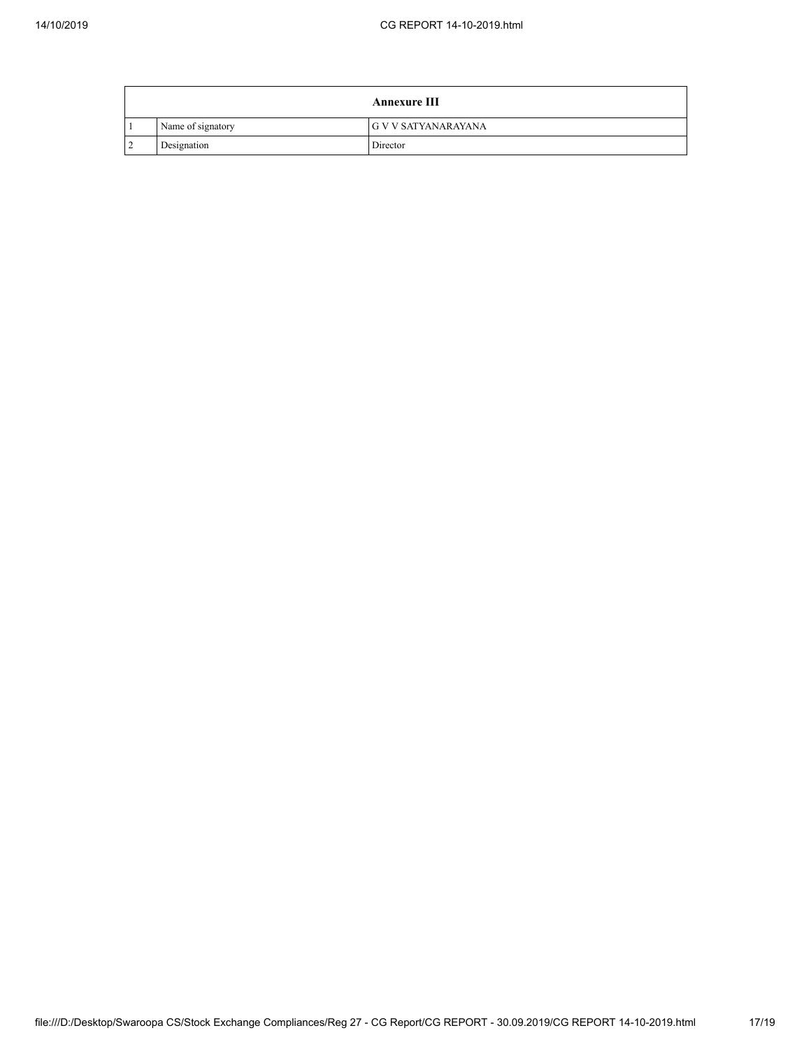| Annexure III | | |
| --- | --- | --- |
| 1 | Name of signatory | G V V SATYANARAYANA |
| 2 | Designation | Director |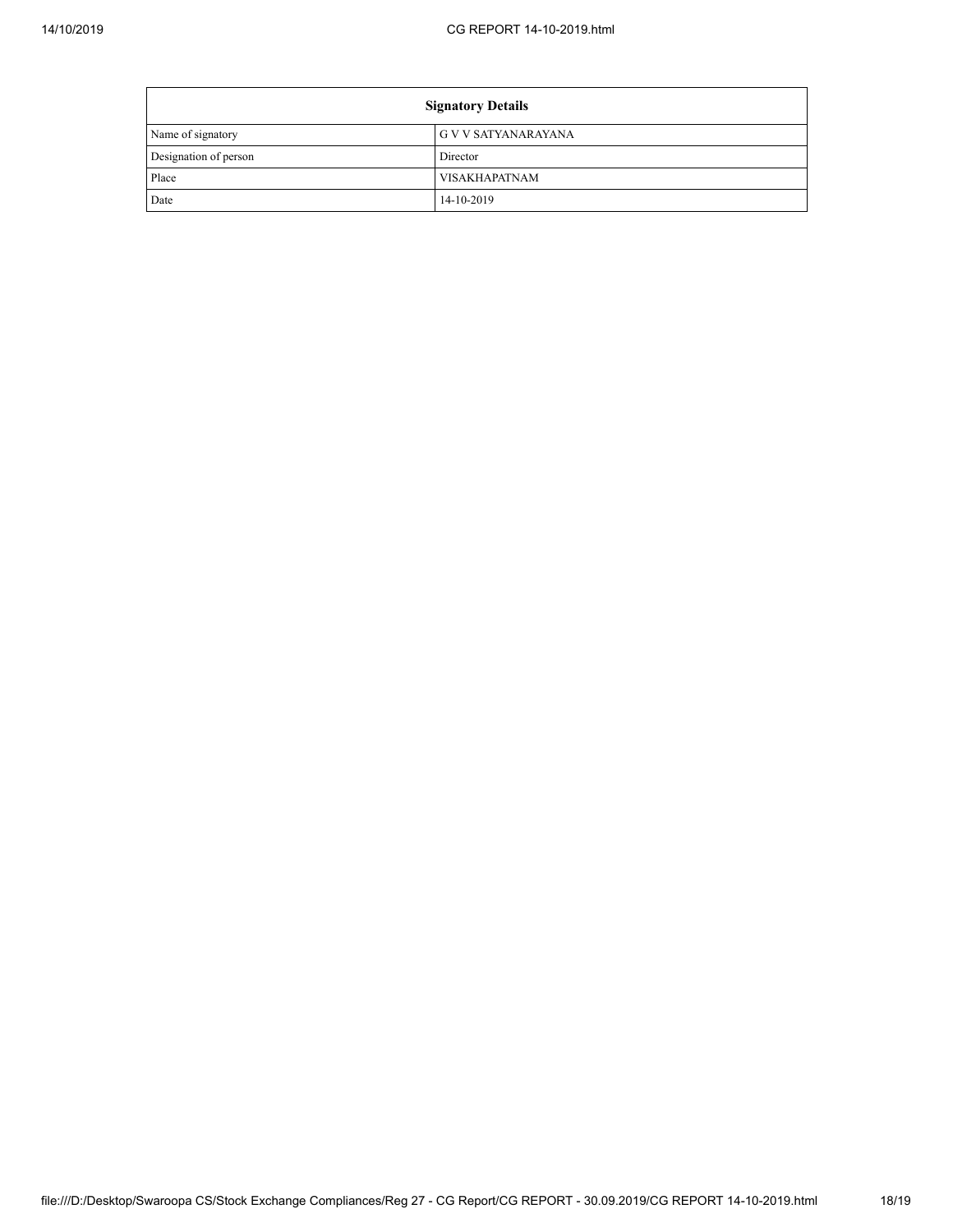| Signatory Details | |
|---|---|
| Name of signatory | G V V SATYANARAYANA |
| Designation of person | Director |
| Place | VISAKHAPATNAM |
| Date | 14-10-2019 |